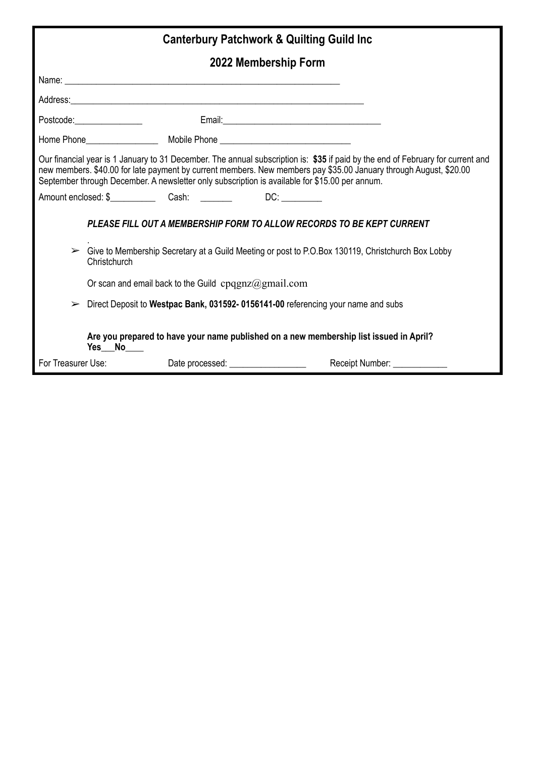# Canterbury Patchwork & Quilting Guild Inc

## 2022 Membership Form

Name: ____________________________________________________________

Address:_____________________________________________________________

Postcode:_______________ Email:__________________________________

Home Phone________________ Mobile Phone ____________________________

Our financial year is 1 January to 31 December. The annual subscription is: **$35** if paid by the end of February for current and new members. $40.00 for late payment by current members. New members pay $35.00 January through August, $20.00 September through December. A newsletter only subscription is available for $15.00 per annum.

Amount enclosed: $__________ Cash: _______ DC: _________

***PLEASE FILL OUT A MEMBERSHIP FORM TO ALLOW RECORDS TO BE KEPT CURRENT***

.

- Give to Membership Secretary at a Guild Meeting or post to P.O.Box 130119, Christchurch Box Lobby Christchurch

  Or scan and email back to the Guild cpqgnz@gmail.com

- Direct Deposit to **Westpac Bank, 031592- 0156141-00** referencing your name and subs

**Are you prepared to have your name published on a new membership list issued in April?**
**Yes___No____**

For Treasurer Use: Date processed: _________________ Receipt Number: ____________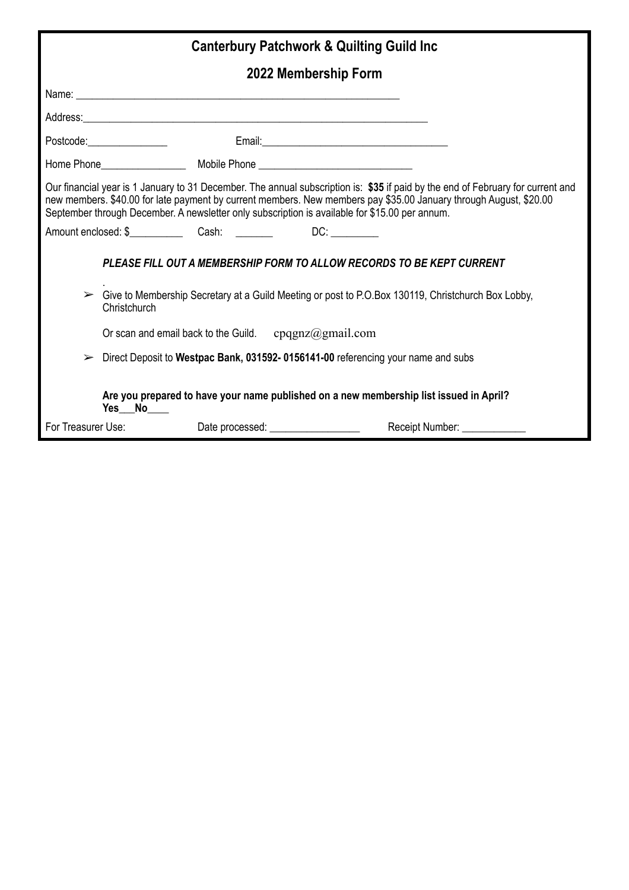# Canterbury Patchwork & Quilting Guild Inc

## 2022 Membership Form

Name: ______________________________________________________________

Address:______________________________________________________________

Postcode:_______________ Email:___________________________________

Home Phone________________ Mobile Phone ____________________________

Our financial year is 1 January to 31 December. The annual subscription is: **$35** if paid by the end of February for current and new members. $40.00 for late payment by current members. New members pay $35.00 January through August, $20.00 September through December. A newsletter only subscription is available for $15.00 per annum.

Amount enclosed: $__________ Cash: _______ DC: _________

***PLEASE FILL OUT A MEMBERSHIP FORM TO ALLOW RECORDS TO BE KEPT CURRENT***

.

- Give to Membership Secretary at a Guild Meeting or post to P.O.Box 130119, Christchurch Box Lobby, Christchurch

  Or scan and email back to the Guild. cpqgnz@gmail.com

- Direct Deposit to **Westpac Bank, 031592- 0156141-00** referencing your name and subs

**Are you prepared to have your name published on a new membership list issued in April? Yes___No____**

For Treasurer Use: Date processed: _________________ Receipt Number: ____________